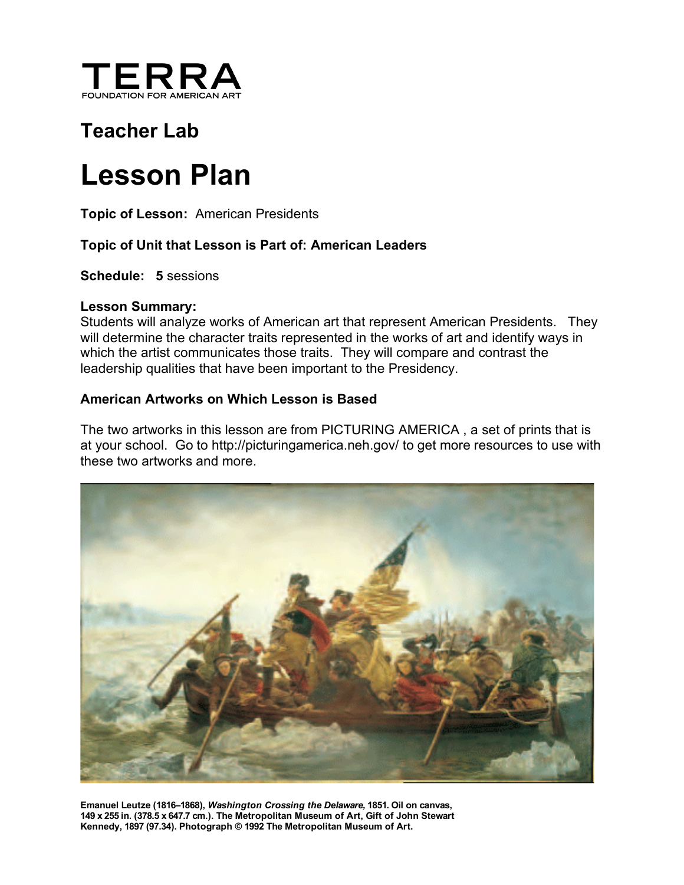TERRA
FOUNDATION FOR AMERICAN ART

## Teacher Lab

# Lesson Plan

**Topic of Lesson:** American Presidents

**Topic of Unit that Lesson is Part of: American Leaders**

**Schedule: 5** sessions

**Lesson Summary:**
Students will analyze works of American art that represent American Presidents. They will determine the character traits represented in the works of art and identify ways in which the artist communicates those traits. They will compare and contrast the leadership qualities that have been important to the Presidency.

**American Artworks on Which Lesson is Based**

The two artworks in this lesson are from PICTURING AMERICA , a set of prints that is at your school. Go to http://picturingamerica.neh.gov/ to get more resources to use with these two artworks and more.

**Emanuel Leutze (1816–1868), *Washington Crossing the Delaware,* 1851. Oil on canvas, 149 x 255 in. (378.5 x 647.7 cm.). The Metropolitan Museum of Art, Gift of John Stewart Kennedy, 1897 (97.34). Photograph © 1992 The Metropolitan Museum of Art.**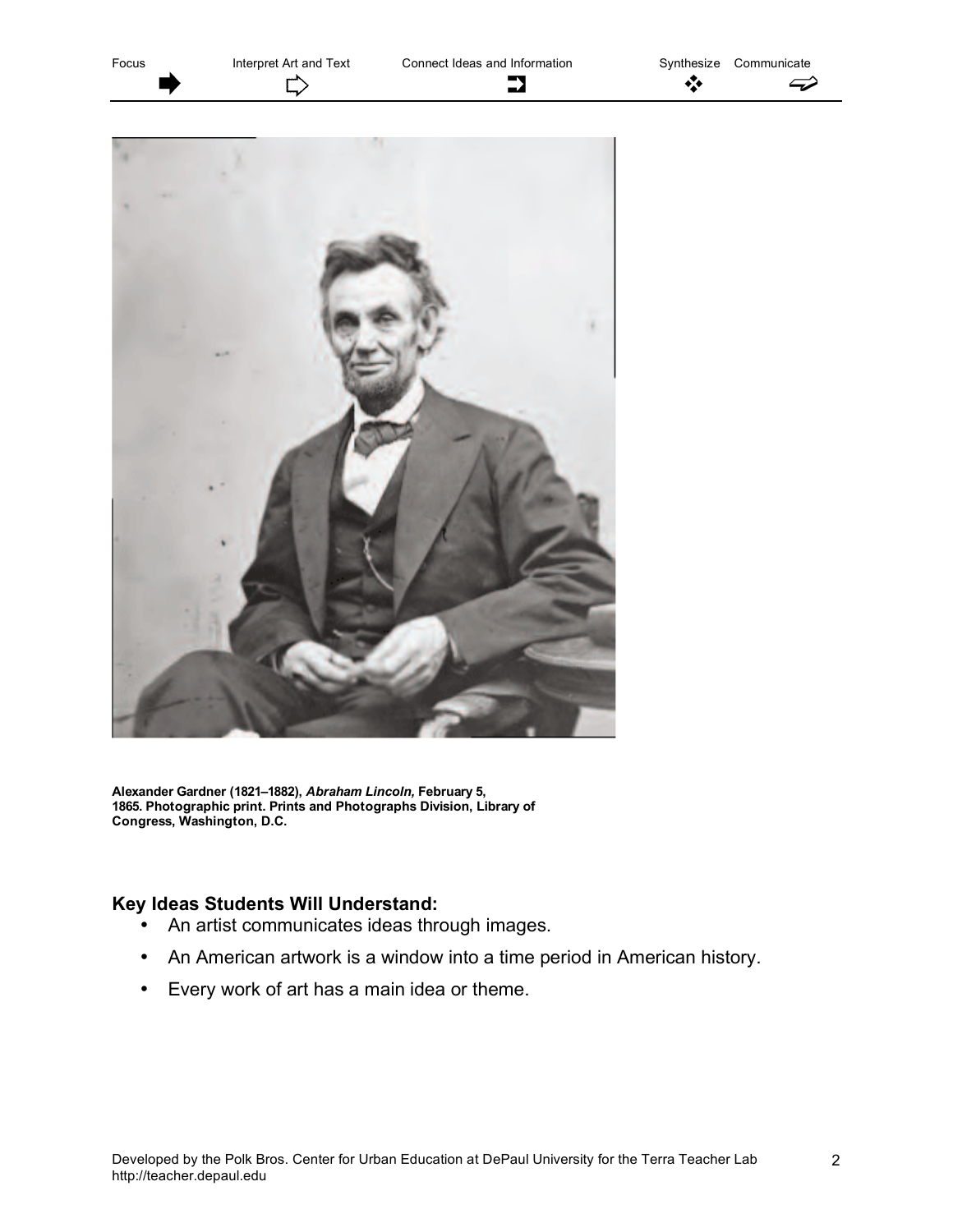Alexander Gardner (1821–1882), *Abraham Lincoln,* February 5, 1865. Photographic print. Prints and Photographs Division, Library of Congress, Washington, D.C.

### Key Ideas Students Will Understand:

- An artist communicates ideas through images.
- An American artwork is a window into a time period in American history.
- Every work of art has a main idea or theme.

Developed by the Polk Bros. Center for Urban Education at DePaul University for the Terra Teacher Lab
http://teacher.depaul.edu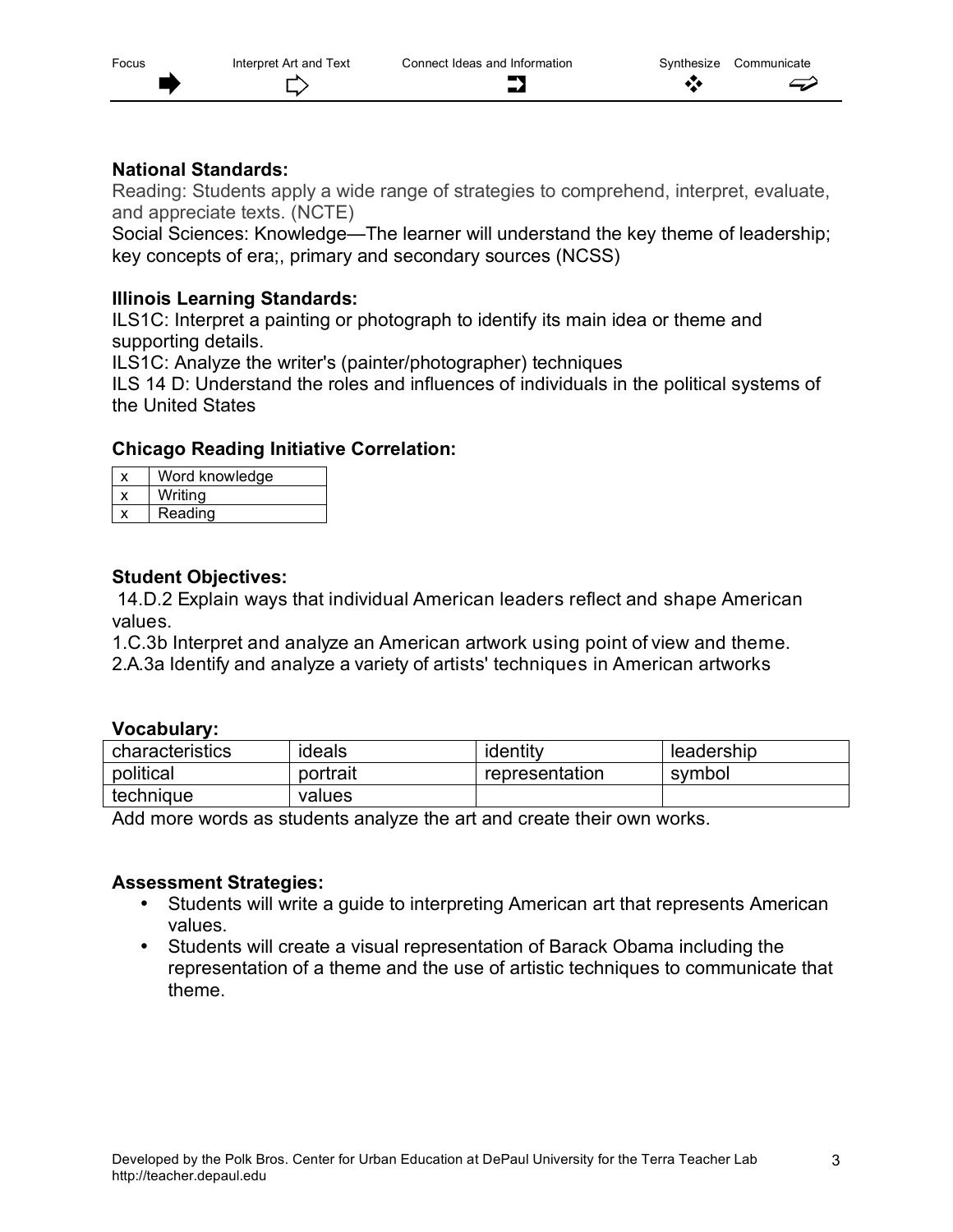**National Standards:**
Reading: Students apply a wide range of strategies to comprehend, interpret, evaluate, and appreciate texts. (NCTE)
Social Sciences: Knowledge—The learner will understand the key theme of leadership; key concepts of era;, primary and secondary sources (NCSS)

**Illinois Learning Standards:**
ILS1C: Interpret a painting or photograph to identify its main idea or theme and supporting details.
ILS1C: Analyze the writer's (painter/photographer) techniques
ILS 14 D: Understand the roles and influences of individuals in the political systems of the United States

**Chicago Reading Initiative Correlation:**

| | |
|---|---|
| x | Word knowledge |
| x | Writing |
| x | Reading |

**Student Objectives:**
14.D.2 Explain ways that individual American leaders reflect and shape American values.
1.C.3b Interpret and analyze an American artwork using point of view and theme.
2.A.3a Identify and analyze a variety of artists' techniques in American artworks

**Vocabulary:**

| | | | |
|---|---|---|---|
| characteristics | ideals | identity | leadership |
| political | portrait | representation | symbol |
| technique | values | | |

Add more words as students analyze the art and create their own works.

**Assessment Strategies:**
- Students will write a guide to interpreting American art that represents American values.
- Students will create a visual representation of Barack Obama including the representation of a theme and the use of artistic techniques to communicate that theme.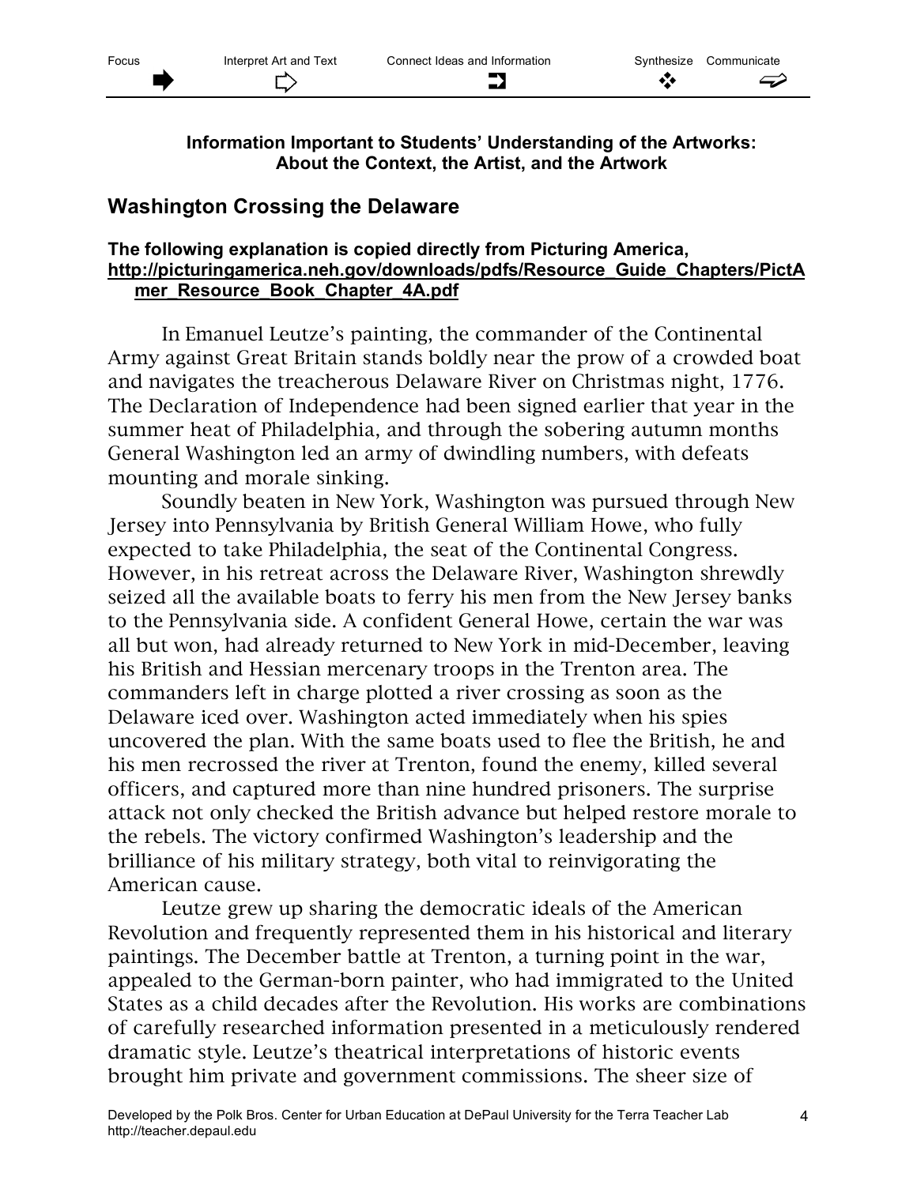**Information Important to Students' Understanding of the Artworks: About the Context, the Artist, and the Artwork**

## Washington Crossing the Delaware

**The following explanation is copied directly from Picturing America, http://picturingamerica.neh.gov/downloads/pdfs/Resource_Guide_Chapters/PictAmer_Resource_Book_Chapter_4A.pdf**

In Emanuel Leutze's painting, the commander of the Continental Army against Great Britain stands boldly near the prow of a crowded boat and navigates the treacherous Delaware River on Christmas night, 1776. The Declaration of Independence had been signed earlier that year in the summer heat of Philadelphia, and through the sobering autumn months General Washington led an army of dwindling numbers, with defeats mounting and morale sinking.

Soundly beaten in New York, Washington was pursued through New Jersey into Pennsylvania by British General William Howe, who fully expected to take Philadelphia, the seat of the Continental Congress. However, in his retreat across the Delaware River, Washington shrewdly seized all the available boats to ferry his men from the New Jersey banks to the Pennsylvania side. A confident General Howe, certain the war was all but won, had already returned to New York in mid-December, leaving his British and Hessian mercenary troops in the Trenton area. The commanders left in charge plotted a river crossing as soon as the Delaware iced over. Washington acted immediately when his spies uncovered the plan. With the same boats used to flee the British, he and his men recrossed the river at Trenton, found the enemy, killed several officers, and captured more than nine hundred prisoners. The surprise attack not only checked the British advance but helped restore morale to the rebels. The victory confirmed Washington's leadership and the brilliance of his military strategy, both vital to reinvigorating the American cause.

Leutze grew up sharing the democratic ideals of the American Revolution and frequently represented them in his historical and literary paintings. The December battle at Trenton, a turning point in the war, appealed to the German-born painter, who had immigrated to the United States as a child decades after the Revolution. His works are combinations of carefully researched information presented in a meticulously rendered dramatic style. Leutze's theatrical interpretations of historic events brought him private and government commissions. The sheer size of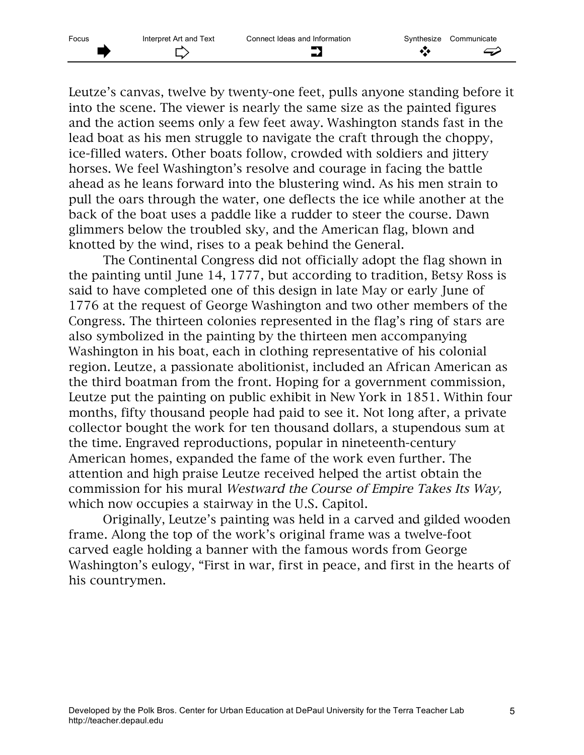Leutze's canvas, twelve by twenty-one feet, pulls anyone standing before it into the scene. The viewer is nearly the same size as the painted figures and the action seems only a few feet away. Washington stands fast in the lead boat as his men struggle to navigate the craft through the choppy, ice-filled waters. Other boats follow, crowded with soldiers and jittery horses. We feel Washington's resolve and courage in facing the battle ahead as he leans forward into the blustering wind. As his men strain to pull the oars through the water, one deflects the ice while another at the back of the boat uses a paddle like a rudder to steer the course. Dawn glimmers below the troubled sky, and the American flag, blown and knotted by the wind, rises to a peak behind the General.

The Continental Congress did not officially adopt the flag shown in the painting until June 14, 1777, but according to tradition, Betsy Ross is said to have completed one of this design in late May or early June of 1776 at the request of George Washington and two other members of the Congress. The thirteen colonies represented in the flag's ring of stars are also symbolized in the painting by the thirteen men accompanying Washington in his boat, each in clothing representative of his colonial region. Leutze, a passionate abolitionist, included an African American as the third boatman from the front. Hoping for a government commission, Leutze put the painting on public exhibit in New York in 1851. Within four months, fifty thousand people had paid to see it. Not long after, a private collector bought the work for ten thousand dollars, a stupendous sum at the time. Engraved reproductions, popular in nineteenth-century American homes, expanded the fame of the work even further. The attention and high praise Leutze received helped the artist obtain the commission for his mural *Westward the Course of Empire Takes Its Way,* which now occupies a stairway in the U.S. Capitol.

Originally, Leutze's painting was held in a carved and gilded wooden frame. Along the top of the work's original frame was a twelve-foot carved eagle holding a banner with the famous words from George Washington's eulogy, "First in war, first in peace, and first in the hearts of his countrymen.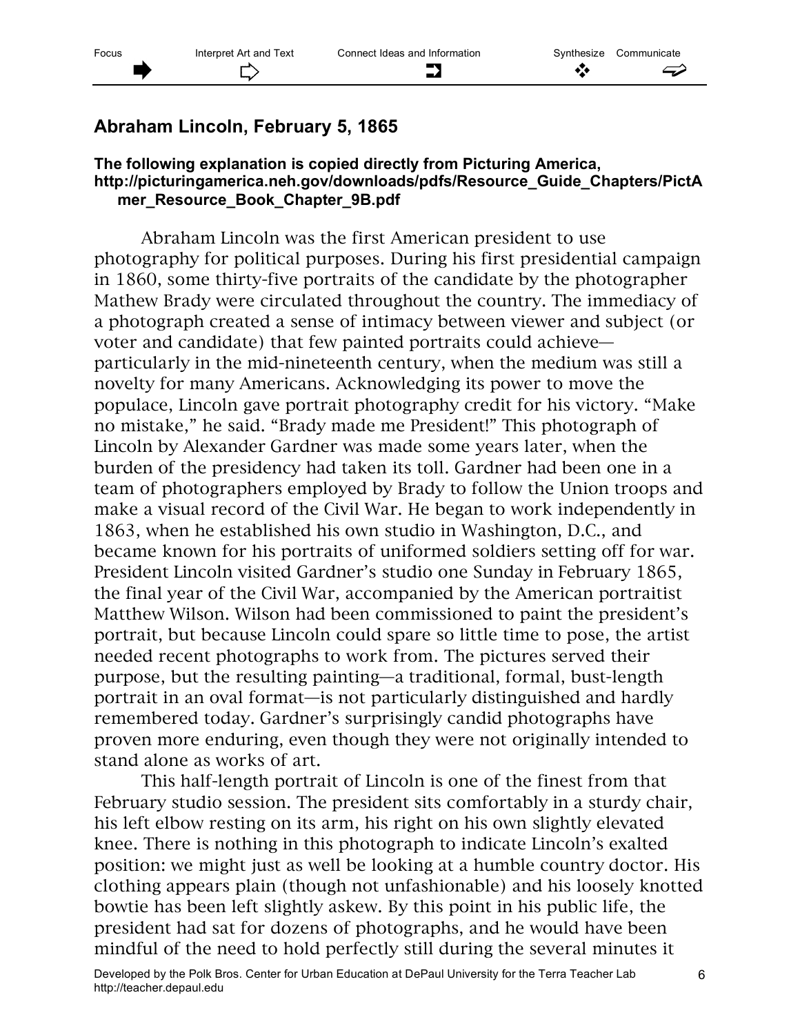## Abraham Lincoln, February 5, 1865

**The following explanation is copied directly from Picturing America, http://picturingamerica.neh.gov/downloads/pdfs/Resource_Guide_Chapters/PictAmer_Resource_Book_Chapter_9B.pdf**

Abraham Lincoln was the first American president to use photography for political purposes. During his first presidential campaign in 1860, some thirty-five portraits of the candidate by the photographer Mathew Brady were circulated throughout the country. The immediacy of a photograph created a sense of intimacy between viewer and subject (or voter and candidate) that few painted portraits could achieve—particularly in the mid-nineteenth century, when the medium was still a novelty for many Americans. Acknowledging its power to move the populace, Lincoln gave portrait photography credit for his victory. "Make no mistake," he said. "Brady made me President!" This photograph of Lincoln by Alexander Gardner was made some years later, when the burden of the presidency had taken its toll. Gardner had been one in a team of photographers employed by Brady to follow the Union troops and make a visual record of the Civil War. He began to work independently in 1863, when he established his own studio in Washington, D.C., and became known for his portraits of uniformed soldiers setting off for war. President Lincoln visited Gardner's studio one Sunday in February 1865, the final year of the Civil War, accompanied by the American portraitist Matthew Wilson. Wilson had been commissioned to paint the president's portrait, but because Lincoln could spare so little time to pose, the artist needed recent photographs to work from. The pictures served their purpose, but the resulting painting—a traditional, formal, bust-length portrait in an oval format—is not particularly distinguished and hardly remembered today. Gardner's surprisingly candid photographs have proven more enduring, even though they were not originally intended to stand alone as works of art.

This half-length portrait of Lincoln is one of the finest from that February studio session. The president sits comfortably in a sturdy chair, his left elbow resting on its arm, his right on his own slightly elevated knee. There is nothing in this photograph to indicate Lincoln's exalted position: we might just as well be looking at a humble country doctor. His clothing appears plain (though not unfashionable) and his loosely knotted bowtie has been left slightly askew. By this point in his public life, the president had sat for dozens of photographs, and he would have been mindful of the need to hold perfectly still during the several minutes it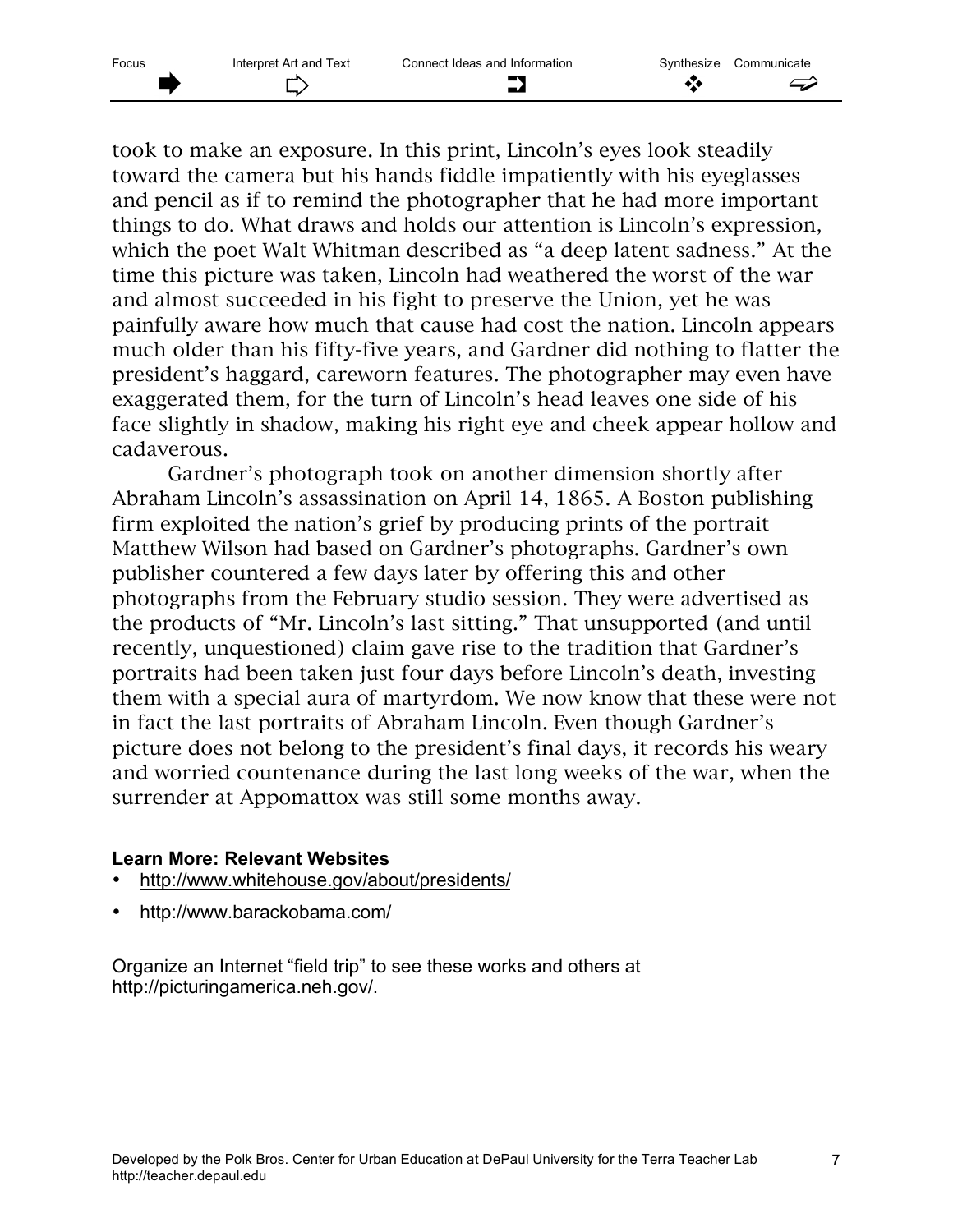took to make an exposure. In this print, Lincoln's eyes look steadily toward the camera but his hands fiddle impatiently with his eyeglasses and pencil as if to remind the photographer that he had more important things to do. What draws and holds our attention is Lincoln's expression, which the poet Walt Whitman described as "a deep latent sadness." At the time this picture was taken, Lincoln had weathered the worst of the war and almost succeeded in his fight to preserve the Union, yet he was painfully aware how much that cause had cost the nation. Lincoln appears much older than his fifty-five years, and Gardner did nothing to flatter the president's haggard, careworn features. The photographer may even have exaggerated them, for the turn of Lincoln's head leaves one side of his face slightly in shadow, making his right eye and cheek appear hollow and cadaverous.

Gardner's photograph took on another dimension shortly after Abraham Lincoln's assassination on April 14, 1865. A Boston publishing firm exploited the nation's grief by producing prints of the portrait Matthew Wilson had based on Gardner's photographs. Gardner's own publisher countered a few days later by offering this and other photographs from the February studio session. They were advertised as the products of "Mr. Lincoln's last sitting." That unsupported (and until recently, unquestioned) claim gave rise to the tradition that Gardner's portraits had been taken just four days before Lincoln's death, investing them with a special aura of martyrdom. We now know that these were not in fact the last portraits of Abraham Lincoln. Even though Gardner's picture does not belong to the president's final days, it records his weary and worried countenance during the last long weeks of the war, when the surrender at Appomattox was still some months away.

**Learn More: Relevant Websites**

- http://www.whitehouse.gov/about/presidents/
- http://www.barackobama.com/

Organize an Internet "field trip" to see these works and others at http://picturingamerica.neh.gov/.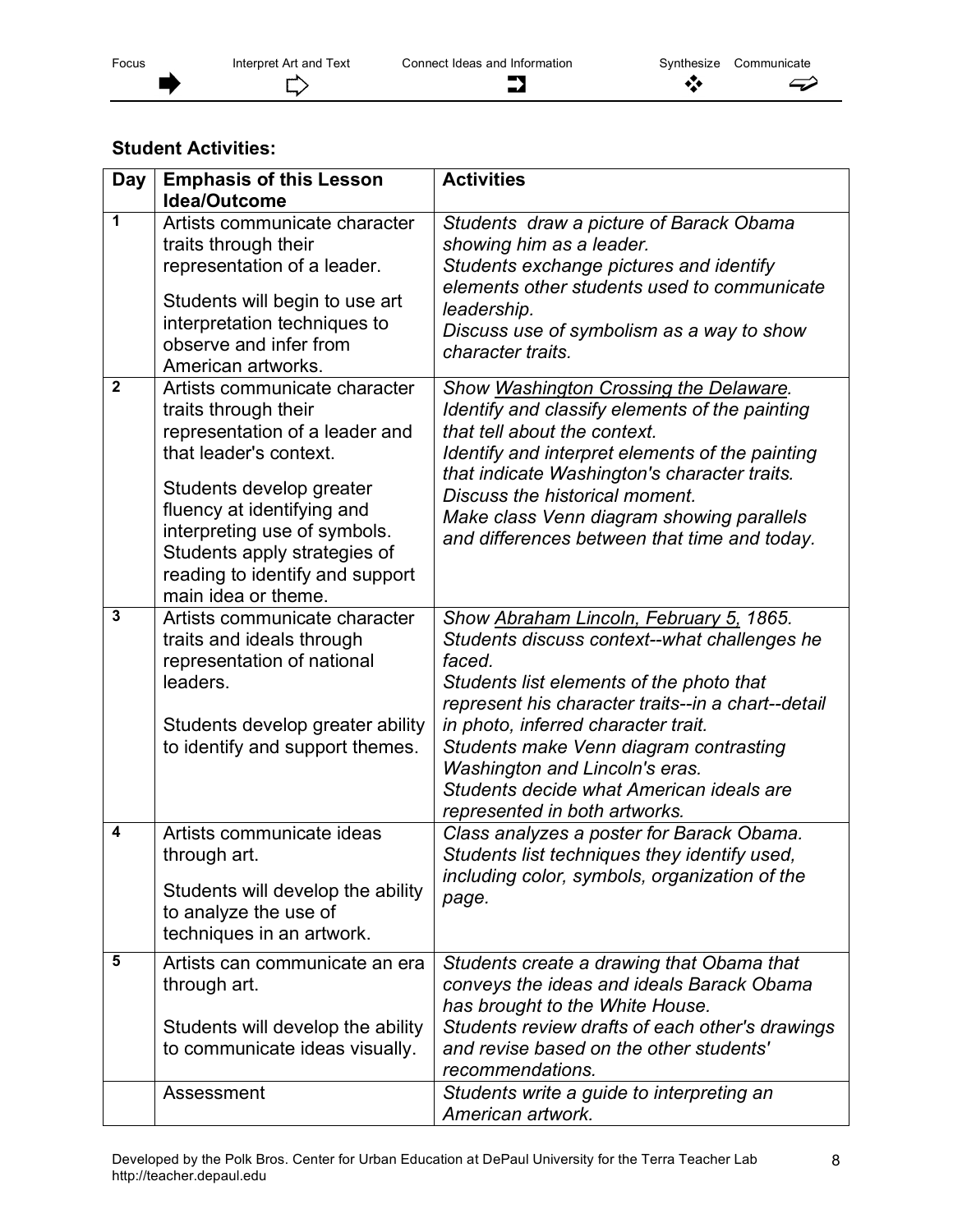Focus ➡ Interpret Art and Text ⇨ Connect Ideas and Information ➲ Synthesize ❖ Communicate ⇨

**Student Activities:**

| Day | Emphasis of this Lesson Idea/Outcome | Activities |
|---|---|---|
| 1 | Artists communicate character traits through their representation of a leader.<br><br>Students will begin to use art interpretation techniques to observe and infer from American artworks. | *Students draw a picture of Barack Obama showing him as a leader.*<br>*Students exchange pictures and identify elements other students used to communicate leadership.*<br>*Discuss use of symbolism as a way to show character traits.* |
| 2 | Artists communicate character traits through their representation of a leader and that leader's context.<br><br>Students develop greater fluency at identifying and interpreting use of symbols. Students apply strategies of reading to identify and support main idea or theme. | *Show Washington Crossing the Delaware.*<br>*Identify and classify elements of the painting that tell about the context.*<br>*Identify and interpret elements of the painting that indicate Washington's character traits.*<br>*Discuss the historical moment.*<br>*Make class Venn diagram showing parallels and differences between that time and today.* |
| 3 | Artists communicate character traits and ideals through representation of national leaders.<br><br>Students develop greater ability to identify and support themes. | *Show Abraham Lincoln, February 5, 1865.*<br>*Students discuss context--what challenges he faced.*<br>*Students list elements of the photo that represent his character traits--in a chart--detail in photo, inferred character trait.*<br>*Students make Venn diagram contrasting Washington and Lincoln's eras.*<br>*Students decide what American ideals are represented in both artworks.* |
| 4 | Artists communicate ideas through art.<br><br>Students will develop the ability to analyze the use of techniques in an artwork. | *Class analyzes a poster for Barack Obama.*<br>*Students list techniques they identify used, including color, symbols, organization of the page.* |
| 5 | Artists can communicate an era through art.<br><br>Students will develop the ability to communicate ideas visually. | *Students create a drawing that Obama that conveys the ideas and ideals Barack Obama has brought to the White House.*<br>*Students review drafts of each other's drawings and revise based on the other students' recommendations.* |
| | Assessment | *Students write a guide to interpreting an American artwork.* |

Developed by the Polk Bros. Center for Urban Education at DePaul University for the Terra Teacher Lab
http://teacher.depaul.edu